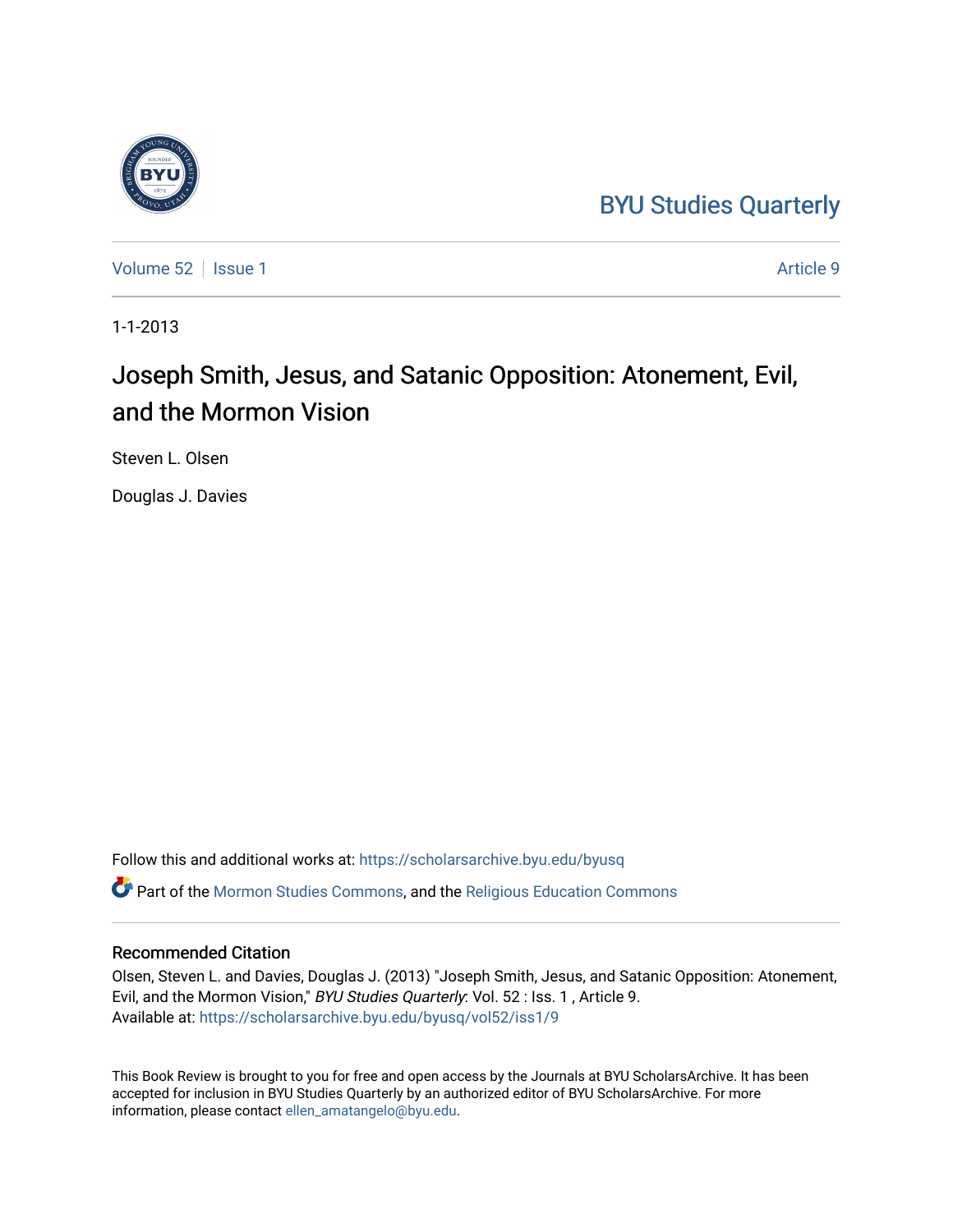BYU Studies Quarterly

Volume 52 | Issue 1 | Article 9

1-1-2013

# Joseph Smith, Jesus, and Satanic Opposition: Atonement, Evil, and the Mormon Vision

Steven L. Olsen

Douglas J. Davies

Follow this and additional works at: https://scholarsarchive.byu.edu/byusq

Part of the Mormon Studies Commons, and the Religious Education Commons

## Recommended Citation

Olsen, Steven L. and Davies, Douglas J. (2013) "Joseph Smith, Jesus, and Satanic Opposition: Atonement, Evil, and the Mormon Vision," *BYU Studies Quarterly*: Vol. 52 : Iss. 1 , Article 9.
Available at: https://scholarsarchive.byu.edu/byusq/vol52/iss1/9

This Book Review is brought to you for free and open access by the Journals at BYU ScholarsArchive. It has been accepted for inclusion in BYU Studies Quarterly by an authorized editor of BYU ScholarsArchive. For more information, please contact ellen_amatangelo@byu.edu.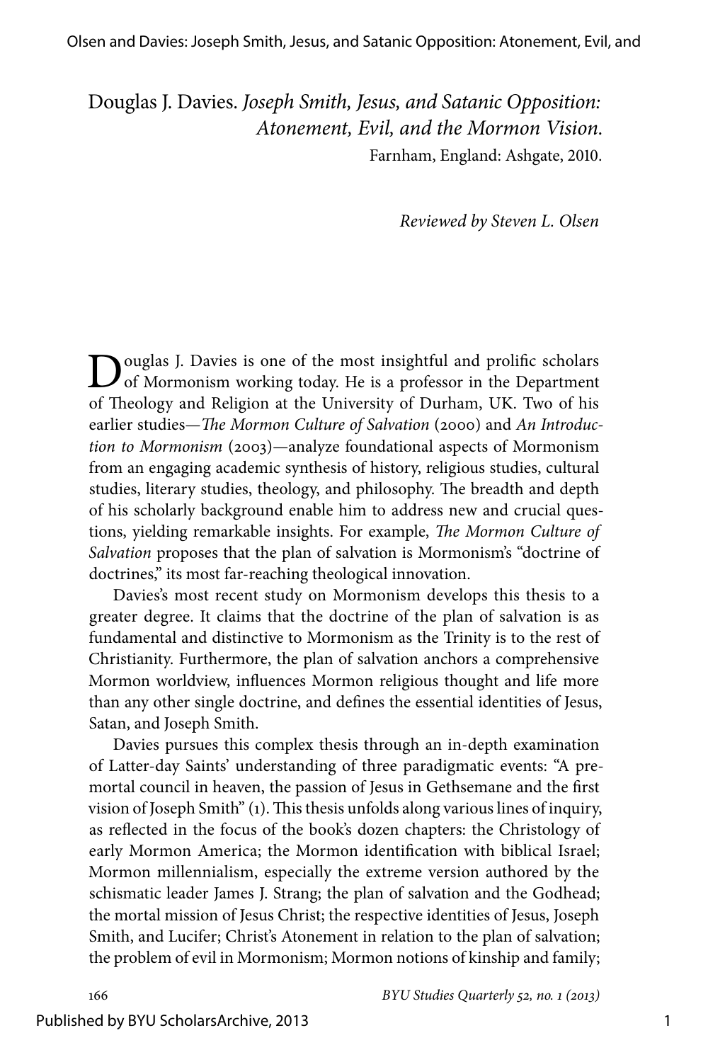Douglas J. Davies. *Joseph Smith, Jesus, and Satanic Opposition: Atonement, Evil, and the Mormon Vision.* Farnham, England: Ashgate, 2010.

*Reviewed by Steven L. Olsen*

Douglas J. Davies is one of the most insightful and prolific scholars of Mormonism working today. He is a professor in the Department of Theology and Religion at the University of Durham, UK. Two of his earlier studies—*The Mormon Culture of Salvation* (2000) and *An Introduction to Mormonism* (2003)—analyze foundational aspects of Mormonism from an engaging academic synthesis of history, religious studies, cultural studies, literary studies, theology, and philosophy. The breadth and depth of his scholarly background enable him to address new and crucial questions, yielding remarkable insights. For example, *The Mormon Culture of Salvation* proposes that the plan of salvation is Mormonism's "doctrine of doctrines," its most far-reaching theological innovation.

Davies's most recent study on Mormonism develops this thesis to a greater degree. It claims that the doctrine of the plan of salvation is as fundamental and distinctive to Mormonism as the Trinity is to the rest of Christianity. Furthermore, the plan of salvation anchors a comprehensive Mormon worldview, influences Mormon religious thought and life more than any other single doctrine, and defines the essential identities of Jesus, Satan, and Joseph Smith.

Davies pursues this complex thesis through an in-depth examination of Latter-day Saints' understanding of three paradigmatic events: "A premortal council in heaven, the passion of Jesus in Gethsemane and the first vision of Joseph Smith" (1). This thesis unfolds along various lines of inquiry, as reflected in the focus of the book's dozen chapters: the Christology of early Mormon America; the Mormon identification with biblical Israel; Mormon millennialism, especially the extreme version authored by the schismatic leader James J. Strang; the plan of salvation and the Godhead; the mortal mission of Jesus Christ; the respective identities of Jesus, Joseph Smith, and Lucifer; Christ's Atonement in relation to the plan of salvation; the problem of evil in Mormonism; Mormon notions of kinship and family;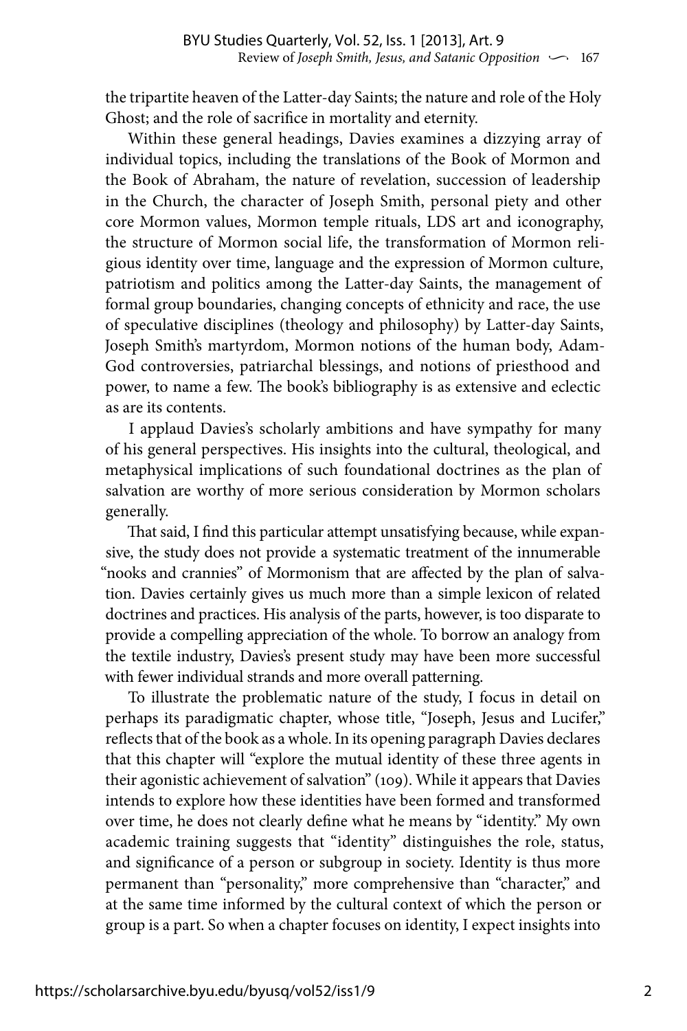the tripartite heaven of the Latter-day Saints; the nature and role of the Holy Ghost; and the role of sacrifice in mortality and eternity.

Within these general headings, Davies examines a dizzying array of individual topics, including the translations of the Book of Mormon and the Book of Abraham, the nature of revelation, succession of leadership in the Church, the character of Joseph Smith, personal piety and other core Mormon values, Mormon temple rituals, LDS art and iconography, the structure of Mormon social life, the transformation of Mormon religious identity over time, language and the expression of Mormon culture, patriotism and politics among the Latter-day Saints, the management of formal group boundaries, changing concepts of ethnicity and race, the use of speculative disciplines (theology and philosophy) by Latter-day Saints, Joseph Smith's martyrdom, Mormon notions of the human body, Adam-God controversies, patriarchal blessings, and notions of priesthood and power, to name a few. The book's bibliography is as extensive and eclectic as are its contents.

I applaud Davies's scholarly ambitions and have sympathy for many of his general perspectives. His insights into the cultural, theological, and metaphysical implications of such foundational doctrines as the plan of salvation are worthy of more serious consideration by Mormon scholars generally.

That said, I find this particular attempt unsatisfying because, while expansive, the study does not provide a systematic treatment of the innumerable "nooks and crannies" of Mormonism that are affected by the plan of salvation. Davies certainly gives us much more than a simple lexicon of related doctrines and practices. His analysis of the parts, however, is too disparate to provide a compelling appreciation of the whole. To borrow an analogy from the textile industry, Davies's present study may have been more successful with fewer individual strands and more overall patterning.

To illustrate the problematic nature of the study, I focus in detail on perhaps its paradigmatic chapter, whose title, "Joseph, Jesus and Lucifer," reflects that of the book as a whole. In its opening paragraph Davies declares that this chapter will "explore the mutual identity of these three agents in their agonistic achievement of salvation" (109). While it appears that Davies intends to explore how these identities have been formed and transformed over time, he does not clearly define what he means by "identity." My own academic training suggests that "identity" distinguishes the role, status, and significance of a person or subgroup in society. Identity is thus more permanent than "personality," more comprehensive than "character," and at the same time informed by the cultural context of which the person or group is a part. So when a chapter focuses on identity, I expect insights into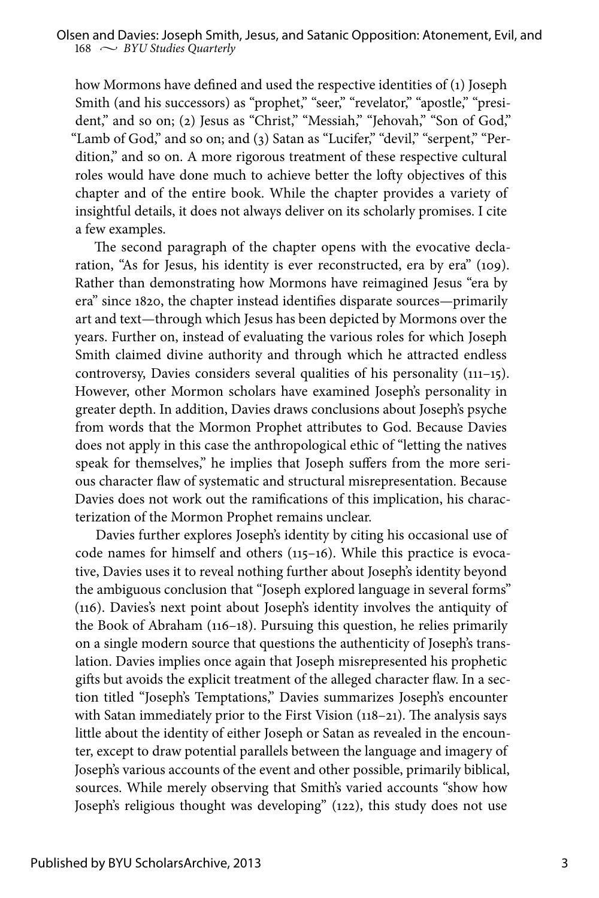how Mormons have defined and used the respective identities of (1) Joseph Smith (and his successors) as "prophet," "seer," "revelator," "apostle," "president," and so on; (2) Jesus as "Christ," "Messiah," "Jehovah," "Son of God," "Lamb of God," and so on; and (3) Satan as "Lucifer," "devil," "serpent," "Perdition," and so on. A more rigorous treatment of these respective cultural roles would have done much to achieve better the lofty objectives of this chapter and of the entire book. While the chapter provides a variety of insightful details, it does not always deliver on its scholarly promises. I cite a few examples.

The second paragraph of the chapter opens with the evocative declaration, "As for Jesus, his identity is ever reconstructed, era by era" (109). Rather than demonstrating how Mormons have reimagined Jesus "era by era" since 1820, the chapter instead identifies disparate sources—primarily art and text—through which Jesus has been depicted by Mormons over the years. Further on, instead of evaluating the various roles for which Joseph Smith claimed divine authority and through which he attracted endless controversy, Davies considers several qualities of his personality (111–15). However, other Mormon scholars have examined Joseph's personality in greater depth. In addition, Davies draws conclusions about Joseph's psyche from words that the Mormon Prophet attributes to God. Because Davies does not apply in this case the anthropological ethic of "letting the natives speak for themselves," he implies that Joseph suffers from the more serious character flaw of systematic and structural misrepresentation. Because Davies does not work out the ramifications of this implication, his characterization of the Mormon Prophet remains unclear.

Davies further explores Joseph's identity by citing his occasional use of code names for himself and others (115–16). While this practice is evocative, Davies uses it to reveal nothing further about Joseph's identity beyond the ambiguous conclusion that "Joseph explored language in several forms" (116). Davies's next point about Joseph's identity involves the antiquity of the Book of Abraham (116–18). Pursuing this question, he relies primarily on a single modern source that questions the authenticity of Joseph's translation. Davies implies once again that Joseph misrepresented his prophetic gifts but avoids the explicit treatment of the alleged character flaw. In a section titled "Joseph's Temptations," Davies summarizes Joseph's encounter with Satan immediately prior to the First Vision (118–21). The analysis says little about the identity of either Joseph or Satan as revealed in the encounter, except to draw potential parallels between the language and imagery of Joseph's various accounts of the event and other possible, primarily biblical, sources. While merely observing that Smith's varied accounts "show how Joseph's religious thought was developing" (122), this study does not use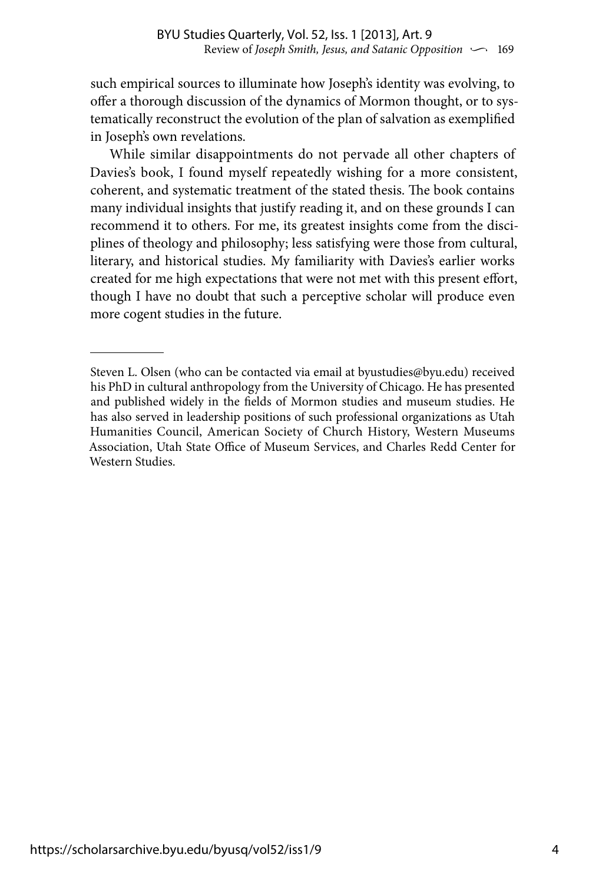such empirical sources to illuminate how Joseph's identity was evolving, to offer a thorough discussion of the dynamics of Mormon thought, or to systematically reconstruct the evolution of the plan of salvation as exemplified in Joseph's own revelations.

While similar disappointments do not pervade all other chapters of Davies's book, I found myself repeatedly wishing for a more consistent, coherent, and systematic treatment of the stated thesis. The book contains many individual insights that justify reading it, and on these grounds I can recommend it to others. For me, its greatest insights come from the disciplines of theology and philosophy; less satisfying were those from cultural, literary, and historical studies. My familiarity with Davies's earlier works created for me high expectations that were not met with this present effort, though I have no doubt that such a perceptive scholar will produce even more cogent studies in the future.

---

Steven L. Olsen (who can be contacted via email at byustudies@byu.edu) received his PhD in cultural anthropology from the University of Chicago. He has presented and published widely in the fields of Mormon studies and museum studies. He has also served in leadership positions of such professional organizations as Utah Humanities Council, American Society of Church History, Western Museums Association, Utah State Office of Museum Services, and Charles Redd Center for Western Studies.